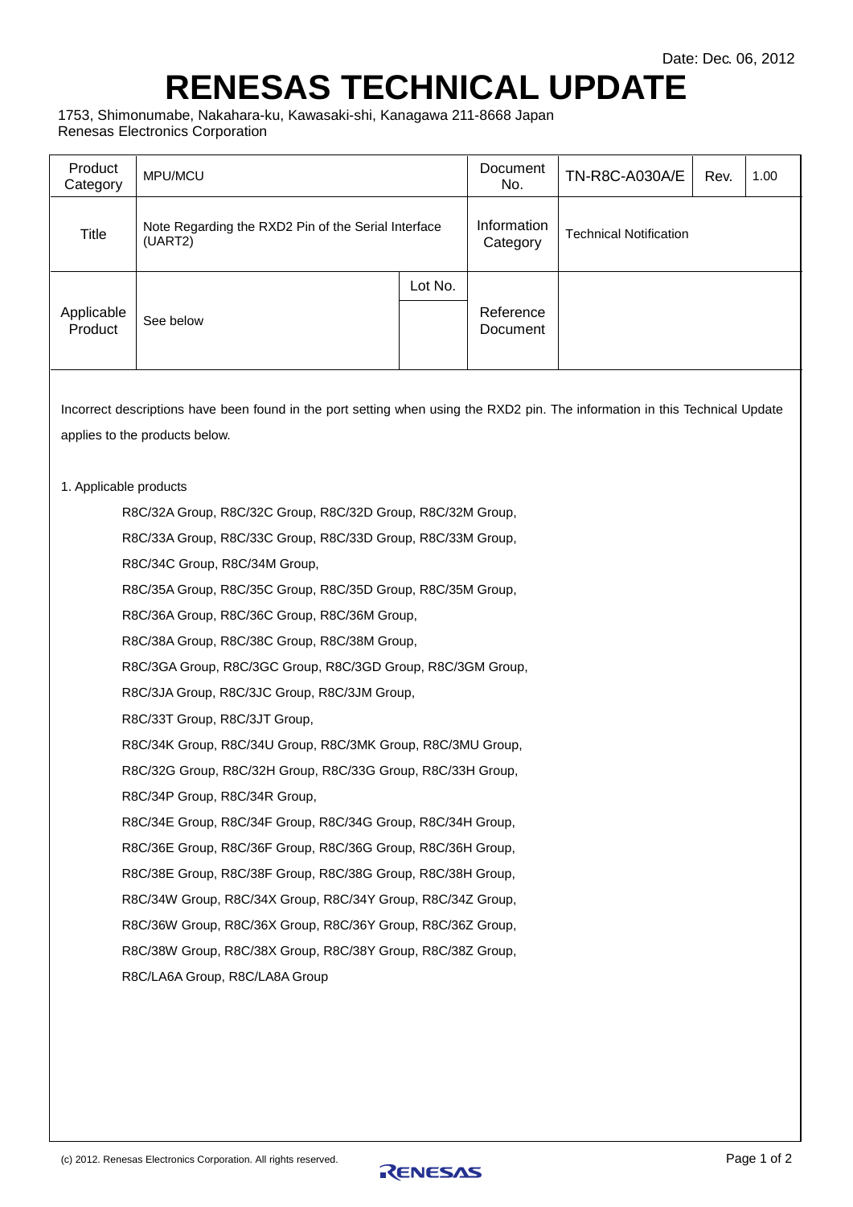Date: Dec. 06, 2012

# RENESAS TECHNICAL UPDATE

1753, Shimonumabe, Nakahara-ku, Kawasaki-shi, Kanagawa 211-8668 Japan
Renesas Electronics Corporation

| Product Category | MPU/MCU | | Document No. | TN-R8C-A030A/E | Rev. | 1.00 |
|---|---|---|---|---|---|---|
| Title | Note Regarding the RXD2 Pin of the Serial Interface (UART2) | | Information Category | Technical Notification | | |
| Applicable Product | See below | Lot No. | Reference Document | | | |

Incorrect descriptions have been found in the port setting when using the RXD2 pin. The information in this Technical Update applies to the products below.

1. Applicable products

R8C/32A Group, R8C/32C Group, R8C/32D Group, R8C/32M Group,
R8C/33A Group, R8C/33C Group, R8C/33D Group, R8C/33M Group,
R8C/34C Group, R8C/34M Group,
R8C/35A Group, R8C/35C Group, R8C/35D Group, R8C/35M Group,
R8C/36A Group, R8C/36C Group, R8C/36M Group,
R8C/38A Group, R8C/38C Group, R8C/38M Group,
R8C/3GA Group, R8C/3GC Group, R8C/3GD Group, R8C/3GM Group,
R8C/3JA Group, R8C/3JC Group, R8C/3JM Group,
R8C/33T Group, R8C/3JT Group,
R8C/34K Group, R8C/34U Group, R8C/3MK Group, R8C/3MU Group,
R8C/32G Group, R8C/32H Group, R8C/33G Group, R8C/33H Group,
R8C/34P Group, R8C/34R Group,
R8C/34E Group, R8C/34F Group, R8C/34G Group, R8C/34H Group,
R8C/36E Group, R8C/36F Group, R8C/36G Group, R8C/36H Group,
R8C/38E Group, R8C/38F Group, R8C/38G Group, R8C/38H Group,
R8C/34W Group, R8C/34X Group, R8C/34Y Group, R8C/34Z Group,
R8C/36W Group, R8C/36X Group, R8C/36Y Group, R8C/36Z Group,
R8C/38W Group, R8C/38X Group, R8C/38Y Group, R8C/38Z Group,
R8C/LA6A Group, R8C/LA8A Group

(c) 2012. Renesas Electronics Corporation. All rights reserved.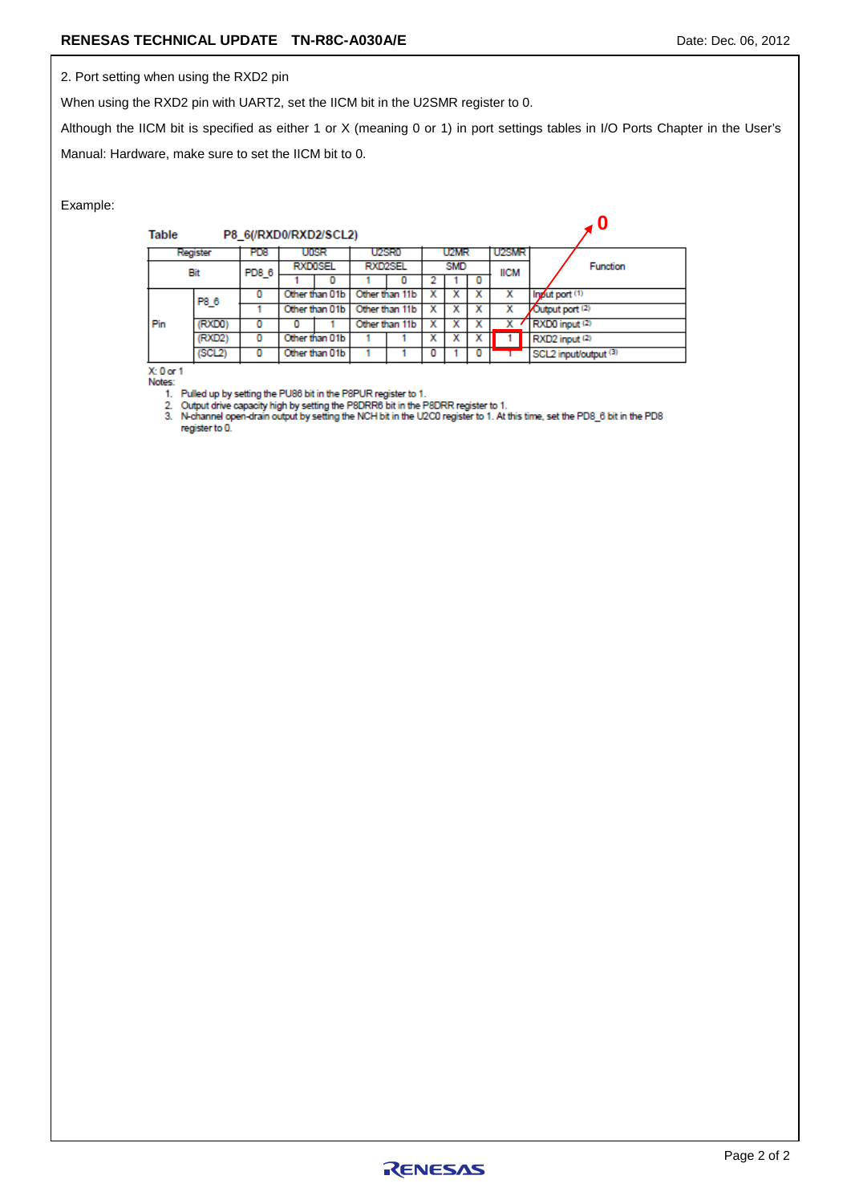2. Port setting when using the RXD2 pin

When using the RXD2 pin with UART2, set the IICM bit in the U2SMR register to 0.

Although the IICM bit is specified as either 1 or X (meaning 0 or 1) in port settings tables in I/O Ports Chapter in the User's Manual: Hardware, make sure to set the IICM bit to 0.

Example:

**Table P8_6(/RXD0/RXD2/SCL2)**

| Register | | PD8 | U0SR | | U2SR0 | | U2MR | | | U2SMR | Function |
|---|---|---|---|---|---|---|---|---|---|---|---|
| Bit | | PD8_6 | RXD0SEL | | RXD2SEL | | SMD | | | IICM | |
| | | | 1 | 0 | 1 | 0 | 2 | 1 | 0 | | |
| Pin | P8_6 | 0 | Other than 01b | | Other than 11b | | X | X | X | X | Input port (1) |
| | | 1 | Other than 01b | | Other than 11b | | X | X | X | X | Output port (2) |
| | (RXD0) | 0 | 0 | 1 | Other than 11b | | X | X | X | X | RXD0 input (2) |
| | (RXD2) | 0 | Other than 01b | | 1 | 1 | X | X | X | 1 → 0 | RXD2 input (2) |
| | (SCL2) | 0 | Other than 01b | | 1 | 1 | 0 | 1 | 0 | 1 | SCL2 input/output (3) |

X: 0 or 1

Notes:

1. Pulled up by setting the PU86 bit in the P8PUR register to 1.
2. Output drive capacity high by setting the P8DRR6 bit in the P8DRR register to 1.
3. N-channel open-drain output by setting the NCH bit in the U2C0 register to 1. At this time, set the PD8_6 bit in the PD8 register to 0.